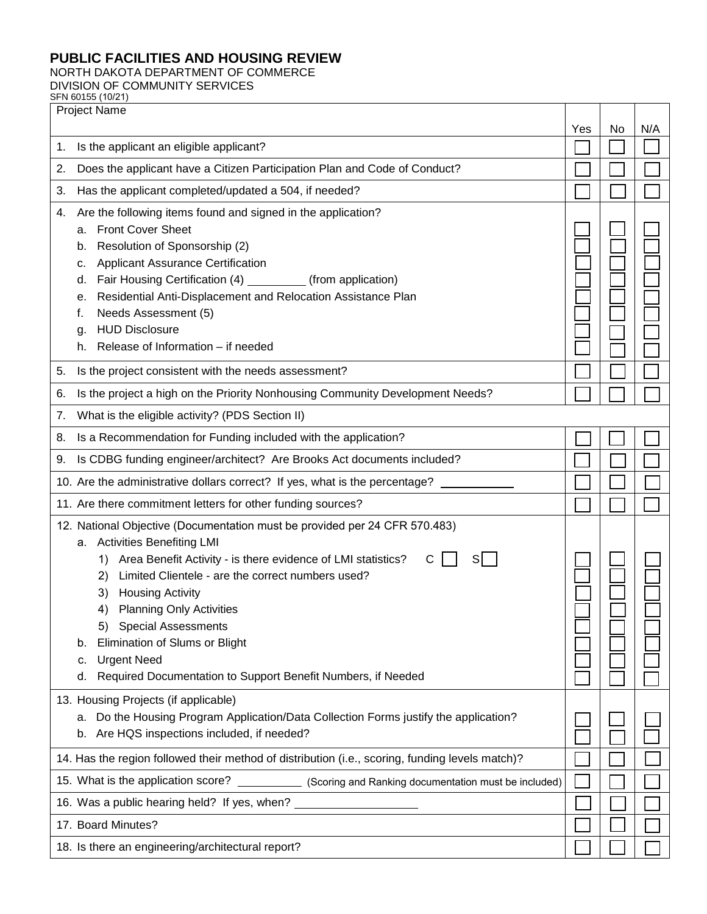# PUBLIC FACILITIES AND HOUSING REVIEW

NORTH DAKOTA DEPARTMENT OF COMMERCE
DIVISION OF COMMUNITY SERVICES
SFN 60155 (10/21)

| Project Name | Yes | No | N/A |
|---|---|---|---|
| 1. Is the applicant an eligible applicant? | ☐ | ☐ | ☐ |
| 2. Does the applicant have a Citizen Participation Plan and Code of Conduct? | ☐ | ☐ | ☐ |
| 3. Has the applicant completed/updated a 504, if needed? | ☐ | ☐ | ☐ |
| 4. Are the following items found and signed in the application? | | | |
| a. Front Cover Sheet | ☐ | ☐ | ☐ |
| b. Resolution of Sponsorship (2) | ☐ | ☐ | ☐ |
| c. Applicant Assurance Certification | ☐ | ☐ | ☐ |
| d. Fair Housing Certification (4) _________ (from application) | ☐ | ☐ | ☐ |
| e. Residential Anti-Displacement and Relocation Assistance Plan | ☐ | ☐ | ☐ |
| f. Needs Assessment (5) | ☐ | ☐ | ☐ |
| g. HUD Disclosure | ☐ | ☐ | ☐ |
| h. Release of Information – if needed | ☐ | ☐ | ☐ |
| 5. Is the project consistent with the needs assessment? | ☐ | ☐ | ☐ |
| 6. Is the project a high on the Priority Nonhousing Community Development Needs? | ☐ | ☐ | ☐ |
| 7. What is the eligible activity? (PDS Section II) | | | |
| 8. Is a Recommendation for Funding included with the application? | ☐ | ☐ | ☐ |
| 9. Is CDBG funding engineer/architect? Are Brooks Act documents included? | ☐ | ☐ | ☐ |
| 10. Are the administrative dollars correct? If yes, what is the percentage? ___________ | ☐ | ☐ | ☐ |
| 11. Are there commitment letters for other funding sources? | ☐ | ☐ | ☐ |
| 12. National Objective (Documentation must be provided per 24 CFR 570.483) | | | |
| a. Activities Benefiting LMI | | | |
| 1) Area Benefit Activity - is there evidence of LMI statistics? C ☐ S ☐ | ☐ | ☐ | ☐ |
| 2) Limited Clientele - are the correct numbers used? | ☐ | ☐ | ☐ |
| 3) Housing Activity | ☐ | ☐ | ☐ |
| 4) Planning Only Activities | ☐ | ☐ | ☐ |
| 5) Special Assessments | ☐ | ☐ | ☐ |
| b. Elimination of Slums or Blight | ☐ | ☐ | ☐ |
| c. Urgent Need | ☐ | ☐ | ☐ |
| d. Required Documentation to Support Benefit Numbers, if Needed | ☐ | ☐ | ☐ |
| 13. Housing Projects (if applicable) | | | |
| a. Do the Housing Program Application/Data Collection Forms justify the application? | ☐ | ☐ | ☐ |
| b. Are HQS inspections included, if needed? | ☐ | ☐ | ☐ |
| 14. Has the region followed their method of distribution (i.e., scoring, funding levels match)? | ☐ | ☐ | ☐ |
| 15. What is the application score? __________ (Scoring and Ranking documentation must be included) | ☐ | ☐ | ☐ |
| 16. Was a public hearing held? If yes, when? __________________ | ☐ | ☐ | ☐ |
| 17. Board Minutes? | ☐ | ☐ | ☐ |
| 18. Is there an engineering/architectural report? | ☐ | ☐ | ☐ |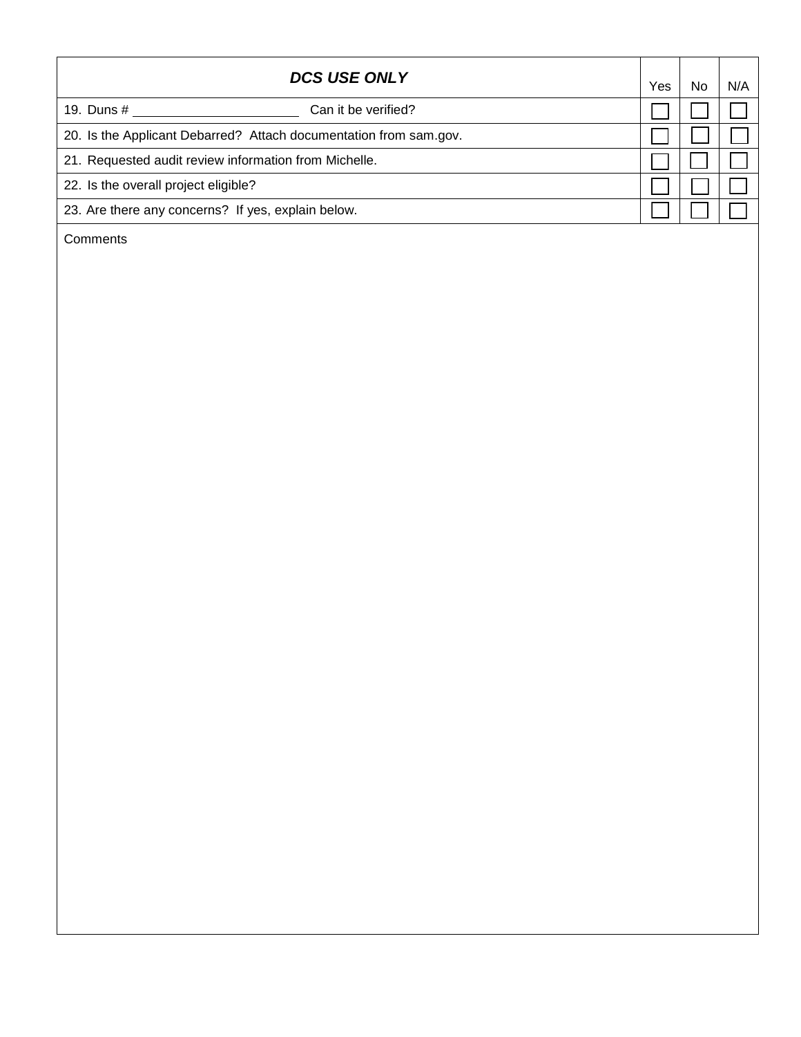| ***DCS USE ONLY*** | Yes | No | N/A |
|---|---|---|---|
| 19. Duns # ______________________ Can it be verified? | ☐ | ☐ | ☐ |
| 20. Is the Applicant Debarred? Attach documentation from sam.gov. | ☐ | ☐ | ☐ |
| 21. Requested audit review information from Michelle. | ☐ | ☐ | ☐ |
| 22. Is the overall project eligible? | ☐ | ☐ | ☐ |
| 23. Are there any concerns? If yes, explain below. | ☐ | ☐ | ☐ |

Comments